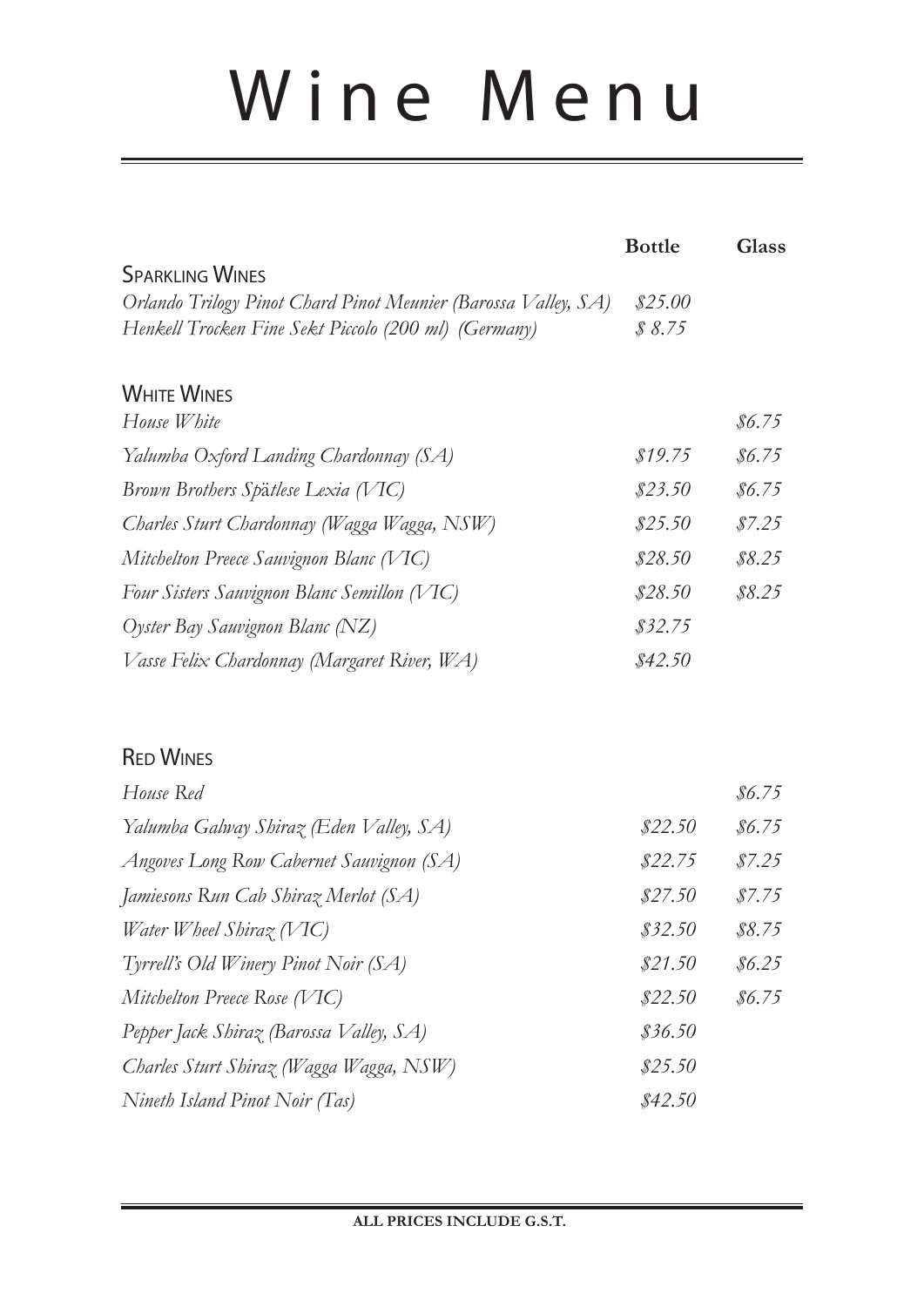# Wine Menu

| | Bottle | Glass |
|---|---|---|
| **Sparkling Wines** | | |
| *Orlando Trilogy Pinot Chard Pinot Meunier (Barossa Valley, SA)* | *$25.00* | |
| *Henkell Trocken Fine Sekt Piccolo (200 ml) (Germany)* | *$ 8.75* | |
| **White Wines** | | |
| *House White* | | *$6.75* |
| *Yalumba Oxford Landing Chardonnay (SA)* | *$19.75* | *$6.75* |
| *Brown Brothers Spätlese Lexia (VIC)* | *$23.50* | *$6.75* |
| *Charles Sturt Chardonnay (Wagga Wagga, NSW)* | *$25.50* | *$7.25* |
| *Mitchelton Preece Sauvignon Blanc (VIC)* | *$28.50* | *$8.25* |
| *Four Sisters Sauvignon Blanc Semillon (VIC)* | *$28.50* | *$8.25* |
| *Oyster Bay Sauvignon Blanc (NZ)* | *$32.75* | |
| *Vasse Felix Chardonnay (Margaret River, WA)* | *$42.50* | |
| **Red Wines** | | |
| *House Red* | | *$6.75* |
| *Yalumba Galway Shiraz (Eden Valley, SA)* | *$22.50* | *$6.75* |
| *Angoves Long Row Cabernet Sauvignon (SA)* | *$22.75* | *$7.25* |
| *Jamiesons Run Cab Shiraz Merlot (SA)* | *$27.50* | *$7.75* |
| *Water Wheel Shiraz (VIC)* | *$32.50* | *$8.75* |
| *Tyrrell's Old Winery Pinot Noir (SA)* | *$21.50* | *$6.25* |
| *Mitchelton Preece Rose (VIC)* | *$22.50* | *$6.75* |
| *Pepper Jack Shiraz (Barossa Valley, SA)* | *$36.50* | |
| *Charles Sturt Shiraz (Wagga Wagga, NSW)* | *$25.50* | |
| *Nineth Island Pinot Noir (Tas)* | *$42.50* | |

**ALL PRICES INCLUDE G.S.T.**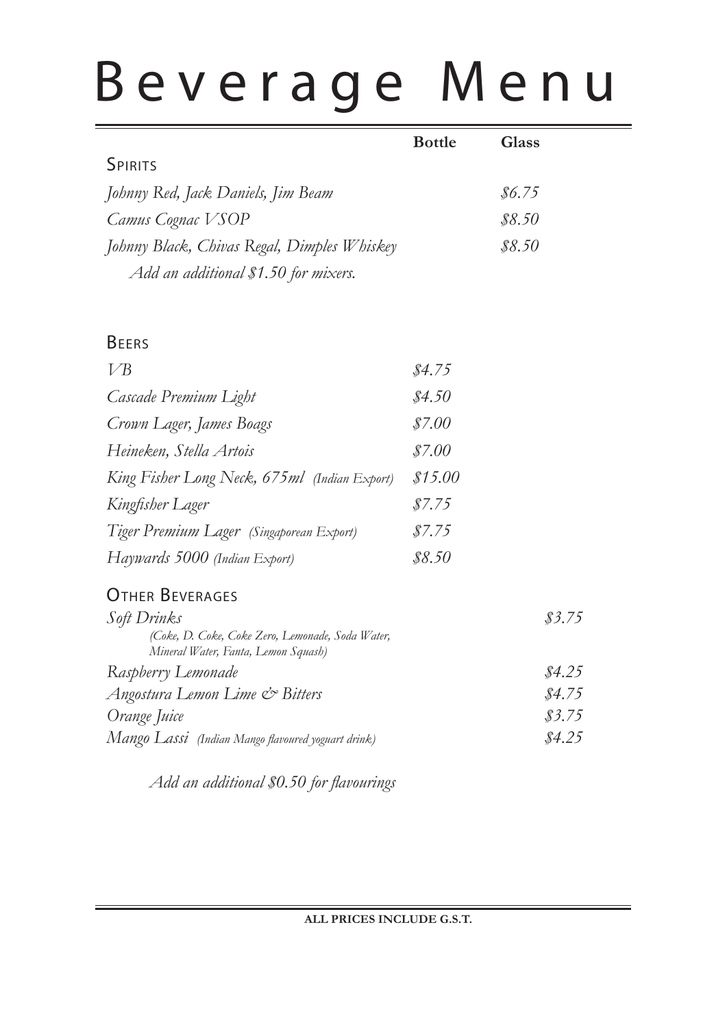# Beverage Menu

| | Bottle | Glass |
|---|---|---|
| **SPIRITS** | | |
| *Johnny Red, Jack Daniels, Jim Beam* | | *$6.75* |
| *Camus Cognac VSOP* | | *$8.50* |
| *Johnny Black, Chivas Regal, Dimples Whiskey* | | *$8.50* |
| *Add an additional $1.50 for mixers.* | | |
| **BEERS** | | |
| *VB* | *$4.75* | |
| *Cascade Premium Light* | *$4.50* | |
| *Crown Lager, James Boags* | *$7.00* | |
| *Heineken, Stella Artois* | *$7.00* | |
| *King Fisher Long Neck, 675ml (Indian Export)* | *$15.00* | |
| *Kingfisher Lager* | *$7.75* | |
| *Tiger Premium Lager (Singaporean Export)* | *$7.75* | |
| *Haywards 5000 (Indian Export)* | *$8.50* | |

## OTHER BEVERAGES

| | |
|---|---|
| *Soft Drinks* (Coke, D. Coke, Coke Zero, Lemonade, Soda Water, Mineral Water, Fanta, Lemon Squash) | *$3.75* |
| *Raspberry Lemonade* | *$4.25* |
| *Angostura Lemon Lime & Bitters* | *$4.75* |
| *Orange Juice* | *$3.75* |
| *Mango Lassi (Indian Mango flavoured yoguart drink)* | *$4.25* |

*Add an additional $0.50 for flavourings*

**ALL PRICES INCLUDE G.S.T.**